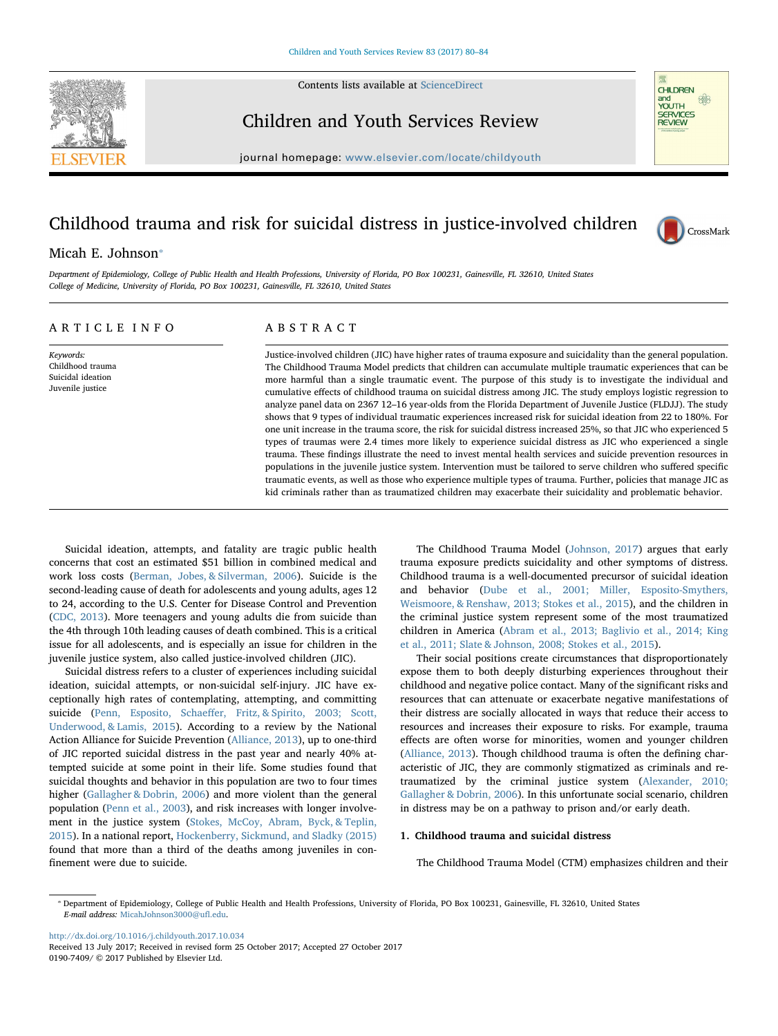# Childhood trauma and risk for suicidal distress in justice-involved children

Micah E. Johnson*

Department of Epidemiology, College of Public Health and Health Professions, University of Florida, PO Box 100231, Gainesville, FL 32610, United States
College of Medicine, University of Florida, PO Box 100231, Gainesville, FL 32610, United States

## ARTICLE INFO

*Keywords:*
Childhood trauma
Suicidal ideation
Juvenile justice

## ABSTRACT

Justice-involved children (JIC) have higher rates of trauma exposure and suicidality than the general population. The Childhood Trauma Model predicts that children can accumulate multiple traumatic experiences that can be more harmful than a single traumatic event. The purpose of this study is to investigate the individual and cumulative effects of childhood trauma on suicidal distress among JIC. The study employs logistic regression to analyze panel data on 2367 12–16 year-olds from the Florida Department of Juvenile Justice (FLDJJ). The study shows that 9 types of individual traumatic experiences increased risk for suicidal ideation from 22 to 180%. For one unit increase in the trauma score, the risk for suicidal distress increased 25%, so that JIC who experienced 5 types of traumas were 2.4 times more likely to experience suicidal distress as JIC who experienced a single trauma. These findings illustrate the need to invest mental health services and suicide prevention resources in populations in the juvenile justice system. Intervention must be tailored to serve children who suffered specific traumatic events, as well as those who experience multiple types of trauma. Further, policies that manage JIC as kid criminals rather than as traumatized children may exacerbate their suicidality and problematic behavior.

Suicidal ideation, attempts, and fatality are tragic public health concerns that cost an estimated $51 billion in combined medical and work loss costs (Berman, Jobes, & Silverman, 2006). Suicide is the second-leading cause of death for adolescents and young adults, ages 12 to 24, according to the U.S. Center for Disease Control and Prevention (CDC, 2013). More teenagers and young adults die from suicide than the 4th through 10th leading causes of death combined. This is a critical issue for all adolescents, and is especially an issue for children in the juvenile justice system, also called justice-involved children (JIC).

Suicidal distress refers to a cluster of experiences including suicidal ideation, suicidal attempts, or non-suicidal self-injury. JIC have exceptionally high rates of contemplating, attempting, and committing suicide (Penn, Esposito, Schaeffer, Fritz, & Spirito, 2003; Scott, Underwood, & Lamis, 2015). According to a review by the National Action Alliance for Suicide Prevention (Alliance, 2013), up to one-third of JIC reported suicidal distress in the past year and nearly 40% attempted suicide at some point in their life. Some studies found that suicidal thoughts and behavior in this population are two to four times higher (Gallagher & Dobrin, 2006) and more violent than the general population (Penn et al., 2003), and risk increases with longer involvement in the justice system (Stokes, McCoy, Abram, Byck, & Teplin, 2015). In a national report, Hockenberry, Sickmund, and Sladky (2015) found that more than a third of the deaths among juveniles in confinement were due to suicide.

The Childhood Trauma Model (Johnson, 2017) argues that early trauma exposure predicts suicidality and other symptoms of distress. Childhood trauma is a well-documented precursor of suicidal ideation and behavior (Dube et al., 2001; Miller, Esposito-Smythers, Weismoore, & Renshaw, 2013; Stokes et al., 2015), and the children in the criminal justice system represent some of the most traumatized children in America (Abram et al., 2013; Baglivio et al., 2014; King et al., 2011; Slate & Johnson, 2008; Stokes et al., 2015).

Their social positions create circumstances that disproportionately expose them to both deeply disturbing experiences throughout their childhood and negative police contact. Many of the significant risks and resources that can attenuate or exacerbate negative manifestations of their distress are socially allocated in ways that reduce their access to resources and increases their exposure to risks. For example, trauma effects are often worse for minorities, women and younger children (Alliance, 2013). Though childhood trauma is often the defining characteristic of JIC, they are commonly stigmatized as criminals and retraumatized by the criminal justice system (Alexander, 2010; Gallagher & Dobrin, 2006). In this unfortunate social scenario, children in distress may be on a pathway to prison and/or early death.

## 1. Childhood trauma and suicidal distress

The Childhood Trauma Model (CTM) emphasizes children and their

---

* Department of Epidemiology, College of Public Health and Health Professions, University of Florida, PO Box 100231, Gainesville, FL 32610, United States
*E-mail address:* MicahJohnson3000@ufl.edu.

http://dx.doi.org/10.1016/j.childyouth.2017.10.034
Received 13 July 2017; Received in revised form 25 October 2017; Accepted 27 October 2017
0190-7409/ © 2017 Published by Elsevier Ltd.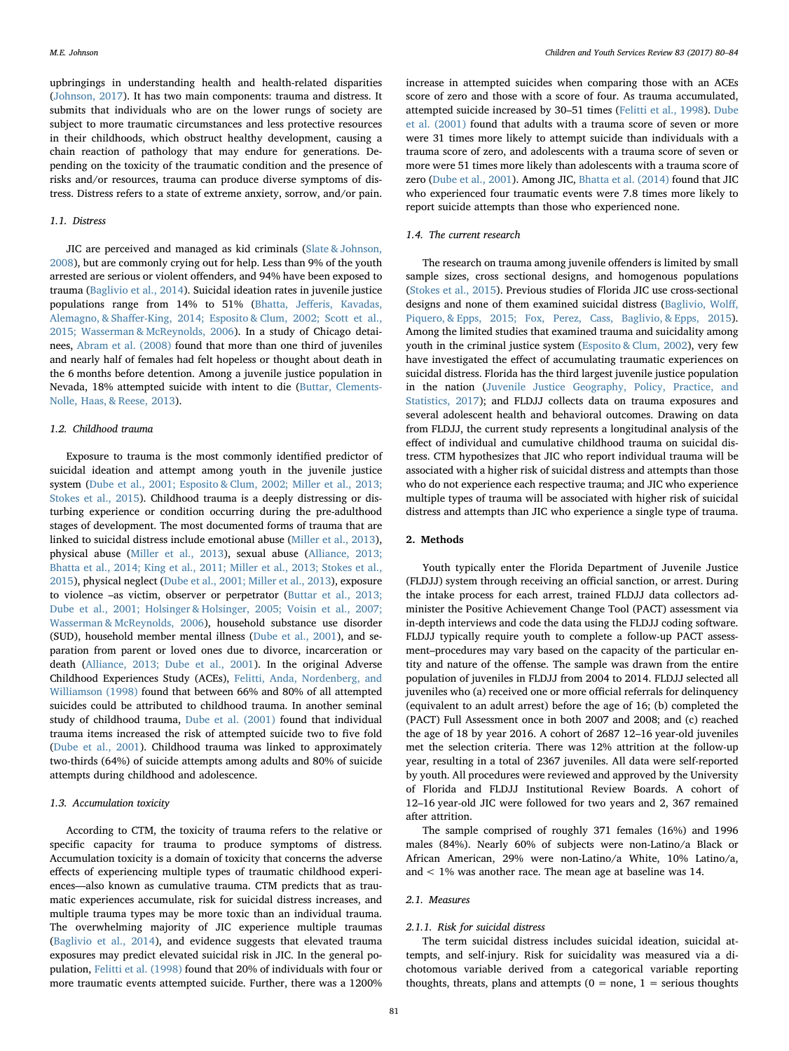upbringings in understanding health and health-related disparities (Johnson, 2017). It has two main components: trauma and distress. It submits that individuals who are on the lower rungs of society are subject to more traumatic circumstances and less protective resources in their childhoods, which obstruct healthy development, causing a chain reaction of pathology that may endure for generations. Depending on the toxicity of the traumatic condition and the presence of risks and/or resources, trauma can produce diverse symptoms of distress. Distress refers to a state of extreme anxiety, sorrow, and/or pain.

### 1.1. Distress

JIC are perceived and managed as kid criminals (Slate & Johnson, 2008), but are commonly crying out for help. Less than 9% of the youth arrested are serious or violent offenders, and 94% have been exposed to trauma (Baglivio et al., 2014). Suicidal ideation rates in juvenile justice populations range from 14% to 51% (Bhatta, Jefferis, Kavadas, Alemagno, & Shaffer-King, 2014; Esposito & Clum, 2002; Scott et al., 2015; Wasserman & McReynolds, 2006). In a study of Chicago detainees, Abram et al. (2008) found that more than one third of juveniles and nearly half of females had felt hopeless or thought about death in the 6 months before detention. Among a juvenile justice population in Nevada, 18% attempted suicide with intent to die (Buttar, Clements-Nolle, Haas, & Reese, 2013).

### 1.2. Childhood trauma

Exposure to trauma is the most commonly identified predictor of suicidal ideation and attempt among youth in the juvenile justice system (Dube et al., 2001; Esposito & Clum, 2002; Miller et al., 2013; Stokes et al., 2015). Childhood trauma is a deeply distressing or disturbing experience or condition occurring during the pre-adulthood stages of development. The most documented forms of trauma that are linked to suicidal distress include emotional abuse (Miller et al., 2013), physical abuse (Miller et al., 2013), sexual abuse (Alliance, 2013; Bhatta et al., 2014; King et al., 2011; Miller et al., 2013; Stokes et al., 2015), physical neglect (Dube et al., 2001; Miller et al., 2013), exposure to violence –as victim, observer or perpetrator (Buttar et al., 2013; Dube et al., 2001; Holsinger & Holsinger, 2005; Voisin et al., 2007; Wasserman & McReynolds, 2006), household substance use disorder (SUD), household member mental illness (Dube et al., 2001), and separation from parent or loved ones due to divorce, incarceration or death (Alliance, 2013; Dube et al., 2001). In the original Adverse Childhood Experiences Study (ACEs), Felitti, Anda, Nordenberg, and Williamson (1998) found that between 66% and 80% of all attempted suicides could be attributed to childhood trauma. In another seminal study of childhood trauma, Dube et al. (2001) found that individual trauma items increased the risk of attempted suicide two to five fold (Dube et al., 2001). Childhood trauma was linked to approximately two-thirds (64%) of suicide attempts among adults and 80% of suicide attempts during childhood and adolescence.

### 1.3. Accumulation toxicity

According to CTM, the toxicity of trauma refers to the relative or specific capacity for trauma to produce symptoms of distress. Accumulation toxicity is a domain of toxicity that concerns the adverse effects of experiencing multiple types of traumatic childhood experiences—also known as cumulative trauma. CTM predicts that as traumatic experiences accumulate, risk for suicidal distress increases, and multiple trauma types may be more toxic than an individual trauma. The overwhelming majority of JIC experience multiple traumas (Baglivio et al., 2014), and evidence suggests that elevated trauma exposures may predict elevated suicidal risk in JIC. In the general population, Felitti et al. (1998) found that 20% of individuals with four or more traumatic events attempted suicide. Further, there was a 1200% increase in attempted suicides when comparing those with an ACEs score of zero and those with a score of four. As trauma accumulated, attempted suicide increased by 30–51 times (Felitti et al., 1998). Dube et al. (2001) found that adults with a trauma score of seven or more were 31 times more likely to attempt suicide than individuals with a trauma score of zero, and adolescents with a trauma score of seven or more were 51 times more likely than adolescents with a trauma score of zero (Dube et al., 2001). Among JIC, Bhatta et al. (2014) found that JIC who experienced four traumatic events were 7.8 times more likely to report suicide attempts than those who experienced none.

### 1.4. The current research

The research on trauma among juvenile offenders is limited by small sample sizes, cross sectional designs, and homogenous populations (Stokes et al., 2015). Previous studies of Florida JIC use cross-sectional designs and none of them examined suicidal distress (Baglivio, Wolff, Piquero, & Epps, 2015; Fox, Perez, Cass, Baglivio, & Epps, 2015). Among the limited studies that examined trauma and suicidality among youth in the criminal justice system (Esposito & Clum, 2002), very few have investigated the effect of accumulating traumatic experiences on suicidal distress. Florida has the third largest juvenile justice population in the nation (Juvenile Justice Geography, Policy, Practice, and Statistics, 2017); and FLDJJ collects data on trauma exposures and several adolescent health and behavioral outcomes. Drawing on data from FLDJJ, the current study represents a longitudinal analysis of the effect of individual and cumulative childhood trauma on suicidal distress. CTM hypothesizes that JIC who report individual trauma will be associated with a higher risk of suicidal distress and attempts than those who do not experience each respective trauma; and JIC who experience multiple types of trauma will be associated with higher risk of suicidal distress and attempts than JIC who experience a single type of trauma.

## 2. Methods

Youth typically enter the Florida Department of Juvenile Justice (FLDJJ) system through receiving an official sanction, or arrest. During the intake process for each arrest, trained FLDJJ data collectors administer the Positive Achievement Change Tool (PACT) assessment via in-depth interviews and code the data using the FLDJJ coding software. FLDJJ typically require youth to complete a follow-up PACT assessment–procedures may vary based on the capacity of the particular entity and nature of the offense. The sample was drawn from the entire population of juveniles in FLDJJ from 2004 to 2014. FLDJJ selected all juveniles who (a) received one or more official referrals for delinquency (equivalent to an adult arrest) before the age of 16; (b) completed the (PACT) Full Assessment once in both 2007 and 2008; and (c) reached the age of 18 by year 2016. A cohort of 2687 12–16 year-old juveniles met the selection criteria. There was 12% attrition at the follow-up year, resulting in a total of 2367 juveniles. All data were self-reported by youth. All procedures were reviewed and approved by the University of Florida and FLDJJ Institutional Review Boards. A cohort of 12–16 year-old JIC were followed for two years and 2, 367 remained after attrition.

The sample comprised of roughly 371 females (16%) and 1996 males (84%). Nearly 60% of subjects were non-Latino/a Black or African American, 29% were non-Latino/a White, 10% Latino/a, and < 1% was another race. The mean age at baseline was 14.

### 2.1. Measures

#### 2.1.1. Risk for suicidal distress

The term suicidal distress includes suicidal ideation, suicidal attempts, and self-injury. Risk for suicidality was measured via a dichotomous variable derived from a categorical variable reporting thoughts, threats, plans and attempts (0 = none, 1 = serious thoughts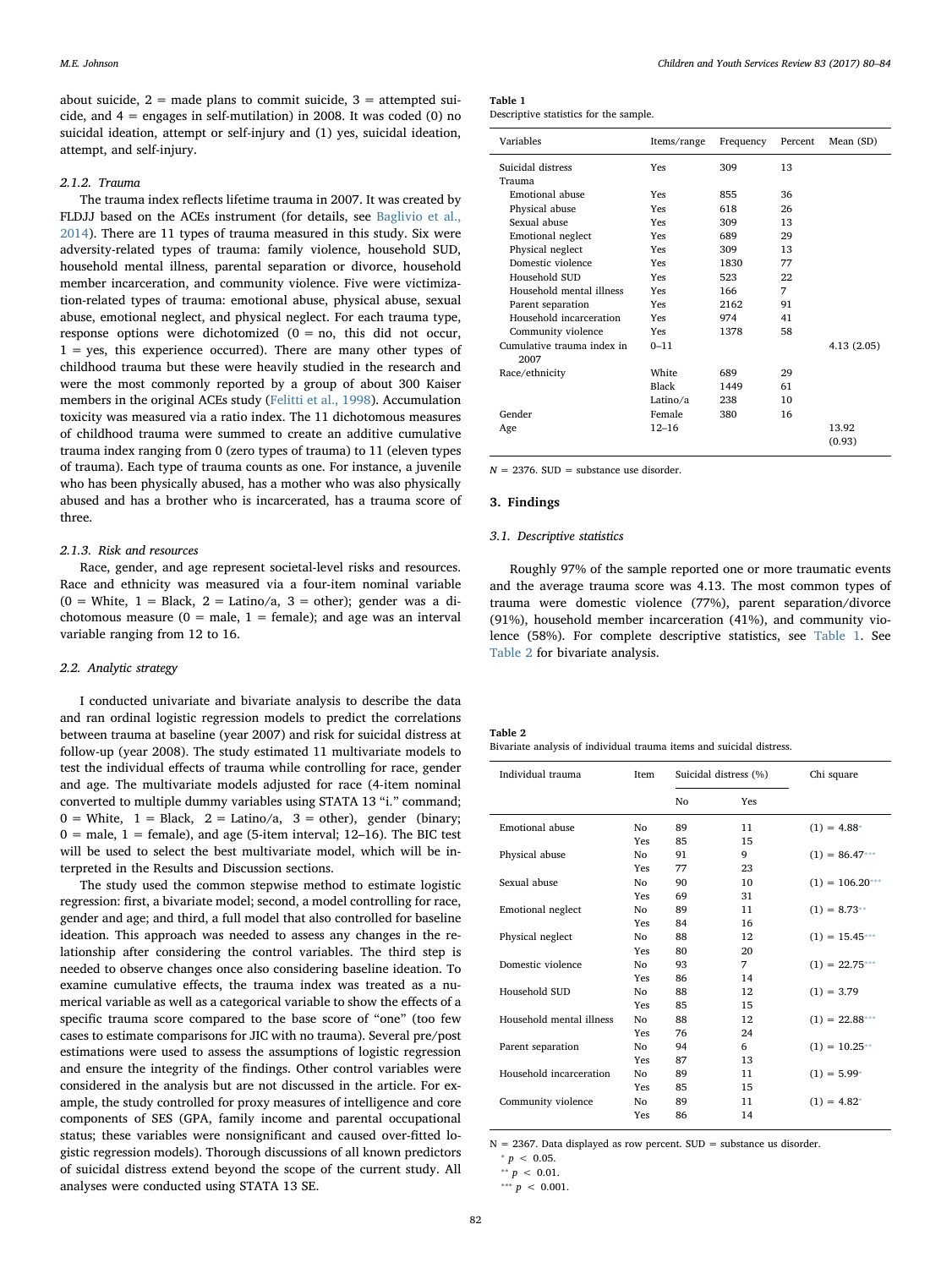about suicide, 2 = made plans to commit suicide, 3 = attempted suicide, and 4 = engages in self-mutilation) in 2008. It was coded (0) no suicidal ideation, attempt or self-injury and (1) yes, suicidal ideation, attempt, and self-injury.

#### 2.1.2. Trauma

The trauma index reflects lifetime trauma in 2007. It was created by FLDJJ based on the ACEs instrument (for details, see Baglivio et al., 2014). There are 11 types of trauma measured in this study. Six were adversity-related types of trauma: family violence, household SUD, household mental illness, parental separation or divorce, household member incarceration, and community violence. Five were victimization-related types of trauma: emotional abuse, physical abuse, sexual abuse, emotional neglect, and physical neglect. For each trauma type, response options were dichotomized (0 = no, this did not occur, 1 = yes, this experience occurred). There are many other types of childhood trauma but these were heavily studied in the research and were the most commonly reported by a group of about 300 Kaiser members in the original ACEs study (Felitti et al., 1998). Accumulation toxicity was measured via a ratio index. The 11 dichotomous measures of childhood trauma were summed to create an additive cumulative trauma index ranging from 0 (zero types of trauma) to 11 (eleven types of trauma). Each type of trauma counts as one. For instance, a juvenile who has been physically abused, has a mother who was also physically abused and has a brother who is incarcerated, has a trauma score of three.

#### 2.1.3. Risk and resources

Race, gender, and age represent societal-level risks and resources. Race and ethnicity was measured via a four-item nominal variable (0 = White, 1 = Black, 2 = Latino/a, 3 = other); gender was a dichotomous measure (0 = male, 1 = female); and age was an interval variable ranging from 12 to 16.

### 2.2. Analytic strategy

I conducted univariate and bivariate analysis to describe the data and ran ordinal logistic regression models to predict the correlations between trauma at baseline (year 2007) and risk for suicidal distress at follow-up (year 2008). The study estimated 11 multivariate models to test the individual effects of trauma while controlling for race, gender and age. The multivariate models adjusted for race (4-item nominal converted to multiple dummy variables using STATA 13 "i." command; 0 = White, 1 = Black, 2 = Latino/a, 3 = other), gender (binary; 0 = male, 1 = female), and age (5-item interval; 12–16). The BIC test will be used to select the best multivariate model, which will be interpreted in the Results and Discussion sections.

The study used the common stepwise method to estimate logistic regression: first, a bivariate model; second, a model controlling for race, gender and age; and third, a full model that also controlled for baseline ideation. This approach was needed to assess any changes in the relationship after considering the control variables. The third step is needed to observe changes once also considering baseline ideation. To examine cumulative effects, the trauma index was treated as a numerical variable as well as a categorical variable to show the effects of a specific trauma score compared to the base score of "one" (too few cases to estimate comparisons for JIC with no trauma). Several pre/post estimations were used to assess the assumptions of logistic regression and ensure the integrity of the findings. Other control variables were considered in the analysis but are not discussed in the article. For example, the study controlled for proxy measures of intelligence and core components of SES (GPA, family income and parental occupational status; these variables were nonsignificant and caused over-fitted logistic regression models). Thorough discussions of all known predictors of suicidal distress extend beyond the scope of the current study. All analyses were conducted using STATA 13 SE.

**Table 1**
Descriptive statistics for the sample.

| Variables | Items/range | Frequency | Percent | Mean (SD) |
|---|---|---|---|---|
| Suicidal distress | Yes | 309 | 13 | |
| Trauma | | | | |
| Emotional abuse | Yes | 855 | 36 | |
| Physical abuse | Yes | 618 | 26 | |
| Sexual abuse | Yes | 309 | 13 | |
| Emotional neglect | Yes | 689 | 29 | |
| Physical neglect | Yes | 309 | 13 | |
| Domestic violence | Yes | 1830 | 77 | |
| Household SUD | Yes | 523 | 22 | |
| Household mental illness | Yes | 166 | 7 | |
| Parent separation | Yes | 2162 | 91 | |
| Household incarceration | Yes | 974 | 41 | |
| Community violence | Yes | 1378 | 58 | |
| Cumulative trauma index in 2007 | 0–11 | | | 4.13 (2.05) |
| Race/ethnicity | White | 689 | 29 | |
| | Black | 1449 | 61 | |
| | Latino/a | 238 | 10 | |
| Gender | Female | 380 | 16 | |
| Age | 12–16 | | | 13.92 (0.93) |

N = 2376. SUD = substance use disorder.

## 3. Findings

### 3.1. Descriptive statistics

Roughly 97% of the sample reported one or more traumatic events and the average trauma score was 4.13. The most common types of trauma were domestic violence (77%), parent separation/divorce (91%), household member incarceration (41%), and community violence (58%). For complete descriptive statistics, see Table 1. See Table 2 for bivariate analysis.

**Table 2**
Bivariate analysis of individual trauma items and suicidal distress.

| Individual trauma | Item | Suicidal distress (%) | | Chi square |
|---|---|---|---|---|
| | | No | Yes | |
| Emotional abuse | No | 89 | 11 | (1) = 4.88* |
| | Yes | 85 | 15 | |
| Physical abuse | No | 91 | 9 | (1) = 86.47*** |
| | Yes | 77 | 23 | |
| Sexual abuse | No | 90 | 10 | (1) = 106.20*** |
| | Yes | 69 | 31 | |
| Emotional neglect | No | 89 | 11 | (1) = 8.73** |
| | Yes | 84 | 16 | |
| Physical neglect | No | 88 | 12 | (1) = 15.45*** |
| | Yes | 80 | 20 | |
| Domestic violence | No | 93 | 7 | (1) = 22.75*** |
| | Yes | 86 | 14 | |
| Household SUD | No | 88 | 12 | (1) = 3.79 |
| | Yes | 85 | 15 | |
| Household mental illness | No | 88 | 12 | (1) = 22.88*** |
| | Yes | 76 | 24 | |
| Parent separation | No | 94 | 6 | (1) = 10.25** |
| | Yes | 87 | 13 | |
| Household incarceration | No | 89 | 11 | (1) = 5.99* |
| | Yes | 85 | 15 | |
| Community violence | No | 89 | 11 | (1) = 4.82* |
| | Yes | 86 | 14 | |

N = 2367. Data displayed as row percent. SUD = substance us disorder.
* $p < 0.05$.
** $p < 0.01$.
*** $p < 0.001$.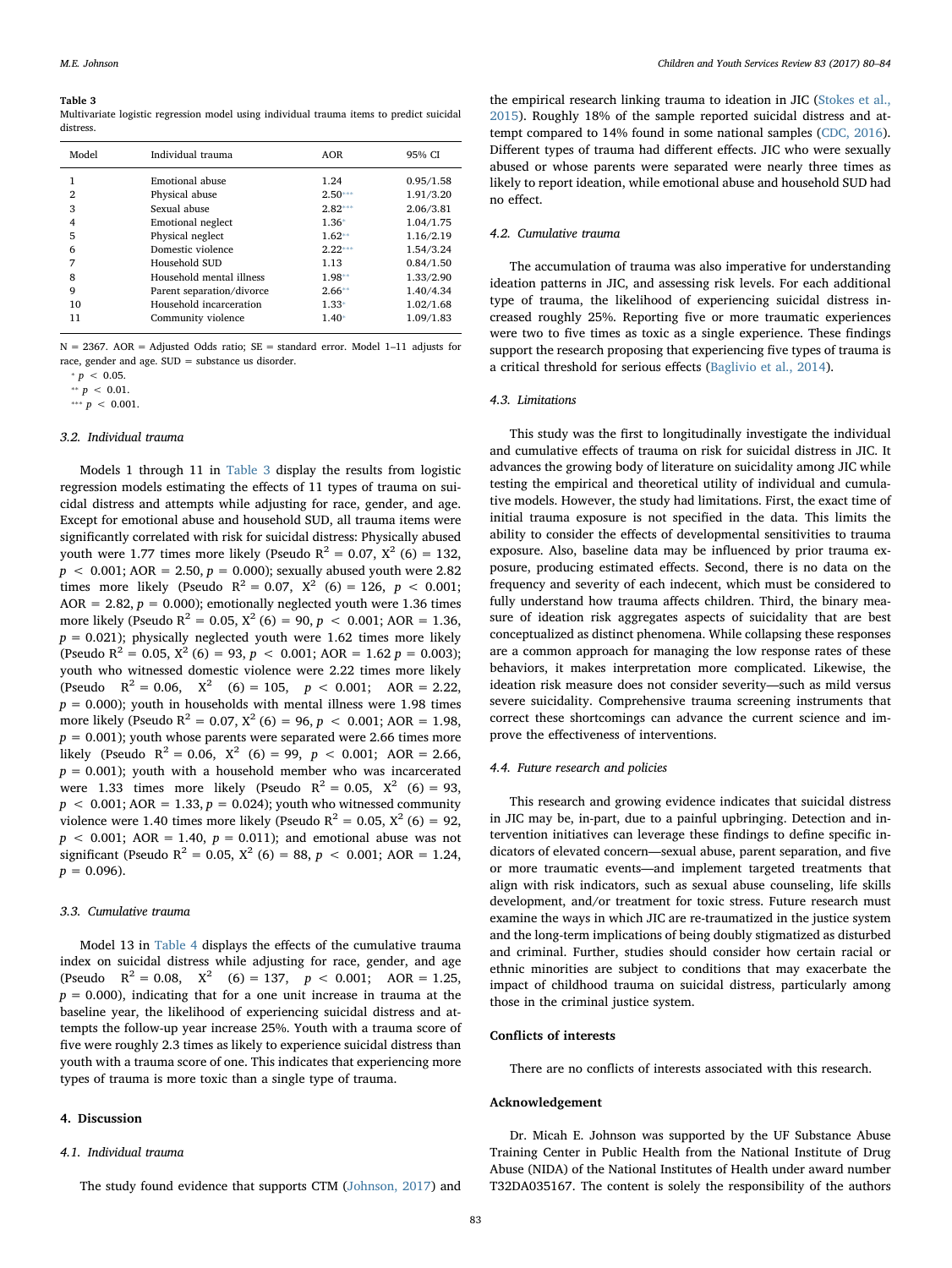**Table 3**
Multivariate logistic regression model using individual trauma items to predict suicidal distress.

| Model | Individual trauma | AOR | 95% CI |
|---|---|---|---|
| 1 | Emotional abuse | 1.24 | 0.95/1.58 |
| 2 | Physical abuse | 2.50*** | 1.91/3.20 |
| 3 | Sexual abuse | 2.82*** | 2.06/3.81 |
| 4 | Emotional neglect | 1.36* | 1.04/1.75 |
| 5 | Physical neglect | 1.62** | 1.16/2.19 |
| 6 | Domestic violence | 2.22*** | 1.54/3.24 |
| 7 | Household SUD | 1.13 | 0.84/1.50 |
| 8 | Household mental illness | 1.98** | 1.33/2.90 |
| 9 | Parent separation/divorce | 2.66** | 1.40/4.34 |
| 10 | Household incarceration | 1.33* | 1.02/1.68 |
| 11 | Community violence | 1.40* | 1.09/1.83 |

N = 2367. AOR = Adjusted Odds ratio; SE = standard error. Model 1–11 adjusts for race, gender and age. SUD = substance us disorder.
* $p < 0.05$.
** $p < 0.01$.
*** $p < 0.001$.

### 3.2. Individual trauma

Models 1 through 11 in Table 3 display the results from logistic regression models estimating the effects of 11 types of trauma on suicidal distress and attempts while adjusting for race, gender, and age. Except for emotional abuse and household SUD, all trauma items were significantly correlated with risk for suicidal distress: Physically abused youth were 1.77 times more likely (Pseudo $R^2 = 0.07$, $X^2$ (6) = 132, $p < 0.001$; AOR = 2.50, $p = 0.000$); sexually abused youth were 2.82 times more likely (Pseudo $R^2 = 0.07$, $X^2$ (6) = 126, $p < 0.001$; AOR = 2.82, $p = 0.000$); emotionally neglected youth were 1.36 times more likely (Pseudo $R^2 = 0.05$, $X^2$ (6) = 90, $p < 0.001$; AOR = 1.36, $p = 0.021$); physically neglected youth were 1.62 times more likely (Pseudo $R^2 = 0.05$, $X^2$ (6) = 93, $p < 0.001$; AOR = 1.62 $p = 0.003$); youth who witnessed domestic violence were 2.22 times more likely (Pseudo $R^2 = 0.06$, $X^2$ (6) = 105, $p < 0.001$; AOR = 2.22, $p = 0.000$); youth in households with mental illness were 1.98 times more likely (Pseudo $R^2 = 0.07$, $X^2$ (6) = 96, $p < 0.001$; AOR = 1.98, $p = 0.001$); youth whose parents were separated were 2.66 times more likely (Pseudo $R^2 = 0.06$, $X^2$ (6) = 99, $p < 0.001$; AOR = 2.66, $p = 0.001$); youth with a household member who was incarcerated were 1.33 times more likely (Pseudo $R^2 = 0.05$, $X^2$ (6) = 93, $p < 0.001$; AOR = 1.33, $p = 0.024$); youth who witnessed community violence were 1.40 times more likely (Pseudo $R^2 = 0.05$, $X^2$ (6) = 92, $p < 0.001$; AOR = 1.40, $p = 0.011$); and emotional abuse was not significant (Pseudo $R^2 = 0.05$, $X^2$ (6) = 88, $p < 0.001$; AOR = 1.24, $p = 0.096$).

### 3.3. Cumulative trauma

Model 13 in Table 4 displays the effects of the cumulative trauma index on suicidal distress while adjusting for race, gender, and age (Pseudo $R^2 = 0.08$, $X^2$ (6) = 137, $p < 0.001$; AOR = 1.25, $p = 0.000$), indicating that for a one unit increase in trauma at the baseline year, the likelihood of experiencing suicidal distress and attempts the follow-up year increase 25%. Youth with a trauma score of five were roughly 2.3 times as likely to experience suicidal distress than youth with a trauma score of one. This indicates that experiencing more types of trauma is more toxic than a single type of trauma.

## 4. Discussion

### 4.1. Individual trauma

The study found evidence that supports CTM (Johnson, 2017) and the empirical research linking trauma to ideation in JIC (Stokes et al., 2015). Roughly 18% of the sample reported suicidal distress and attempt compared to 14% found in some national samples (CDC, 2016). Different types of trauma had different effects. JIC who were sexually abused or whose parents were separated were nearly three times as likely to report ideation, while emotional abuse and household SUD had no effect.

### 4.2. Cumulative trauma

The accumulation of trauma was also imperative for understanding ideation patterns in JIC, and assessing risk levels. For each additional type of trauma, the likelihood of experiencing suicidal distress increased roughly 25%. Reporting five or more traumatic experiences were two to five times as toxic as a single experience. These findings support the research proposing that experiencing five types of trauma is a critical threshold for serious effects (Baglivio et al., 2014).

### 4.3. Limitations

This study was the first to longitudinally investigate the individual and cumulative effects of trauma on risk for suicidal distress in JIC. It advances the growing body of literature on suicidality among JIC while testing the empirical and theoretical utility of individual and cumulative models. However, the study had limitations. First, the exact time of initial trauma exposure is not specified in the data. This limits the ability to consider the effects of developmental sensitivities to trauma exposure. Also, baseline data may be influenced by prior trauma exposure, producing estimated effects. Second, there is no data on the frequency and severity of each indecent, which must be considered to fully understand how trauma affects children. Third, the binary measure of ideation risk aggregates aspects of suicidality that are best conceptualized as distinct phenomena. While collapsing these responses are a common approach for managing the low response rates of these behaviors, it makes interpretation more complicated. Likewise, the ideation risk measure does not consider severity—such as mild versus severe suicidality. Comprehensive trauma screening instruments that correct these shortcomings can advance the current science and improve the effectiveness of interventions.

### 4.4. Future research and policies

This research and growing evidence indicates that suicidal distress in JIC may be, in-part, due to a painful upbringing. Detection and intervention initiatives can leverage these findings to define specific indicators of elevated concern—sexual abuse, parent separation, and five or more traumatic events—and implement targeted treatments that align with risk indicators, such as sexual abuse counseling, life skills development, and/or treatment for toxic stress. Future research must examine the ways in which JIC are re-traumatized in the justice system and the long-term implications of being doubly stigmatized as disturbed and criminal. Further, studies should consider how certain racial or ethnic minorities are subject to conditions that may exacerbate the impact of childhood trauma on suicidal distress, particularly among those in the criminal justice system.

## Conflicts of interests

There are no conflicts of interests associated with this research.

## Acknowledgement

Dr. Micah E. Johnson was supported by the UF Substance Abuse Training Center in Public Health from the National Institute of Drug Abuse (NIDA) of the National Institutes of Health under award number T32DA035167. The content is solely the responsibility of the authors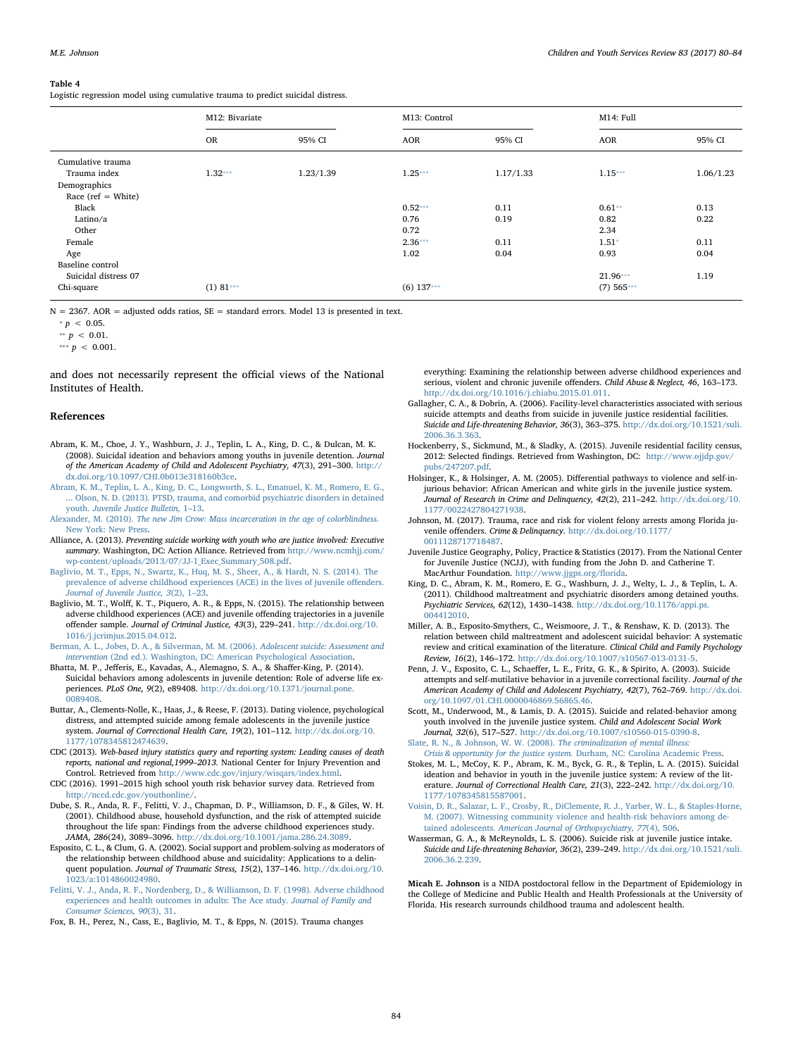**Table 4**
Logistic regression model using cumulative trauma to predict suicidal distress.

| | M12: Bivariate | | M13: Control | | M14: Full | |
|---|---|---|---|---|---|---|
| | OR | 95% CI | AOR | 95% CI | AOR | 95% CI |
| Cumulative trauma | | | | | | |
| Trauma index | 1.32*** | 1.23/1.39 | 1.25*** | 1.17/1.33 | 1.15*** | 1.06/1.23 |
| Demographics | | | | | | |
| Race (ref = White) | | | | | | |
| Black | | | 0.52*** | 0.11 | 0.61** | 0.13 |
| Latino/a | | | 0.76 | 0.19 | 0.82 | 0.22 |
| Other | | | 0.72 | | 2.34 | |
| Female | | | 2.36*** | 0.11 | 1.51* | 0.11 |
| Age | | | 1.02 | 0.04 | 0.93 | 0.04 |
| Baseline control | | | | | | |
| Suicidal distress 07 | | | | | 21.96*** | 1.19 |
| Chi-square | (1) 81*** | | (6) 137*** | | (7) 565*** | |

N = 2367. AOR = adjusted odds ratios, SE = standard errors. Model 13 is presented in text.

* $p < 0.05$.
** $p < 0.01$.
*** $p < 0.001$.

and does not necessarily represent the official views of the National Institutes of Health.

## References

Abram, K. M., Choe, J. Y., Washburn, J. J., Teplin, L. A., King, D. C., & Dulcan, M. K. (2008). Suicidal ideation and behaviors among youths in juvenile detention. *Journal of the American Academy of Child and Adolescent Psychiatry, 47*(3), 291–300. http://dx.doi.org/10.1097/CHI.0b013e318160b3ce.

Abram, K. M., Teplin, L. A., King, D. C., Longworth, S. L., Emanuel, K. M., Romero, E. G., ... Olson, N. D. (2013). PTSD, trauma, and comorbid psychiatric disorders in detained youth. *Juvenile Justice Bulletin*, 1–13.

Alexander, M. (2010). *The new Jim Crow: Mass incarceration in the age of colorblindness.* New York: New Press.

Alliance, A. (2013). *Preventing suicide working with youth who are justice involved: Executive summary.* Washington, DC: Action Alliance. Retrieved from http://www.ncmhjj.com/wp-content/uploads/2013/07/JJ-1_Exec_Summary_508.pdf.

Baglivio, M. T., Epps, N., Swartz, K., Huq, M. S., Sheer, A., & Hardt, N. S. (2014). The prevalence of adverse childhood experiences (ACE) in the lives of juvenile offenders. *Journal of Juvenile Justice, 3*(2), 1–23.

Baglivio, M. T., Wolff, K. T., Piquero, A. R., & Epps, N. (2015). The relationship between adverse childhood experiences (ACE) and juvenile offending trajectories in a juvenile offender sample. *Journal of Criminal Justice, 43*(3), 229–241. http://dx.doi.org/10.1016/j.jcrimjus.2015.04.012.

Berman, A. L., Jobes, D. A., & Silverman, M. M. (2006). *Adolescent suicide: Assessment and intervention* (2nd ed.). Washington, DC: American Psychological Association.

Bhatta, M. P., Jefferis, E., Kavadas, A., Alemagno, S. A., & Shaffer-King, P. (2014). Suicidal behaviors among adolescents in juvenile detention: Role of adverse life experiences. *PLoS One, 9*(2), e89408. http://dx.doi.org/10.1371/journal.pone.0089408.

Buttar, A., Clements-Nolle, K., Haas, J., & Reese, F. (2013). Dating violence, psychological distress, and attempted suicide among female adolescents in the juvenile justice system. *Journal of Correctional Health Care, 19*(2), 101–112. http://dx.doi.org/10.1177/1078345812474639.

CDC (2013). *Web-based injury statistics query and reporting system: Leading causes of death reports, national and regional,1999–2013.* National Center for Injury Prevention and Control. Retrieved from http://www.cdc.gov/injury/wisqars/index.html.

CDC (2016). 1991–2015 high school youth risk behavior survey data. Retrieved from http://nccd.cdc.gov/youthonline/.

Dube, S. R., Anda, R. F., Felitti, V. J., Chapman, D. P., Williamson, D. F., & Giles, W. H. (2001). Childhood abuse, household dysfunction, and the risk of attempted suicide throughout the life span: Findings from the adverse childhood experiences study. *JAMA, 286*(24), 3089–3096. http://dx.doi.org/10.1001/jama.286.24.3089.

Esposito, C. L., & Clum, G. A. (2002). Social support and problem-solving as moderators of the relationship between childhood abuse and suicidality: Applications to a delinquent population. *Journal of Traumatic Stress, 15*(2), 137–146. http://dx.doi.org/10.1023/a:1014860024980.

Felitti, V. J., Anda, R. F., Nordenberg, D., & Williamson, D. F. (1998). Adverse childhood experiences and health outcomes in adults: The Ace study. *Journal of Family and Consumer Sciences, 90*(3), 31.

Fox, B. H., Perez, N., Cass, E., Baglivio, M. T., & Epps, N. (2015). Trauma changes everything: Examining the relationship between adverse childhood experiences and serious, violent and chronic juvenile offenders. *Child Abuse & Neglect, 46*, 163–173. http://dx.doi.org/10.1016/j.chiabu.2015.01.011.

Gallagher, C. A., & Dobrin, A. (2006). Facility-level characteristics associated with serious suicide attempts and deaths from suicide in juvenile justice residential facilities. *Suicide and Life-threatening Behavior, 36*(3), 363–375. http://dx.doi.org/10.1521/suli.2006.36.3.363.

Hockenberry, S., Sickmund, M., & Sladky, A. (2015). Juvenile residential facility census, 2012: Selected findings. Retrieved from Washington, DC: http://www.ojjdp.gov/pubs/247207.pdf.

Holsinger, K., & Holsinger, A. M. (2005). Differential pathways to violence and self-injurious behavior: African American and white girls in the juvenile justice system. *Journal of Research in Crime and Delinquency, 42*(2), 211–242. http://dx.doi.org/10.1177/0022427804271938.

Johnson, M. (2017). Trauma, race and risk for violent felony arrests among Florida juvenile offenders. *Crime & Delinquency*. http://dx.doi.org/10.1177/0011128717718487.

Juvenile Justice Geography, Policy, Practice & Statistics (2017). From the National Center for Juvenile Justice (NCJJ), with funding from the John D. and Catherine T. MacArthur Foundation. http://www.jjgps.org/florida.

King, D. C., Abram, K. M., Romero, E. G., Washburn, J. J., Welty, L. J., & Teplin, L. A. (2011). Childhood maltreatment and psychiatric disorders among detained youths. *Psychiatric Services, 62*(12), 1430–1438. http://dx.doi.org/10.1176/appi.ps.004412010.

Miller, A. B., Esposito-Smythers, C., Weismoore, J. T., & Renshaw, K. D. (2013). The relation between child maltreatment and adolescent suicidal behavior: A systematic review and critical examination of the literature. *Clinical Child and Family Psychology Review, 16*(2), 146–172. http://dx.doi.org/10.1007/s10567-013-0131-5.

Penn, J. V., Esposito, C. L., Schaeffer, L. E., Fritz, G. K., & Spirito, A. (2003). Suicide attempts and self-mutilative behavior in a juvenile correctional facility. *Journal of the American Academy of Child and Adolescent Psychiatry, 42*(7), 762–769. http://dx.doi.org/10.1097/01.CHI.0000046869.56865.46.

Scott, M., Underwood, M., & Lamis, D. A. (2015). Suicide and related-behavior among youth involved in the juvenile justice system. *Child and Adolescent Social Work Journal, 32*(6), 517–527. http://dx.doi.org/10.1007/s10560-015-0390-8.

Slate, R. N., & Johnson, W. W. (2008). *The criminalization of mental illness: Crisis & opportunity for the justice system.* Durham, NC: Carolina Academic Press.

Stokes, M. L., McCoy, K. P., Abram, K. M., Byck, G. R., & Teplin, L. A. (2015). Suicidal ideation and behavior in youth in the juvenile justice system: A review of the literature. *Journal of Correctional Health Care, 21*(3), 222–242. http://dx.doi.org/10.1177/1078345815587001.

Voisin, D. R., Salazar, L. F., Crosby, R., DiClemente, R. J., Yarber, W. L., & Staples-Horne, M. (2007). Witnessing community violence and health-risk behaviors among detained adolescents. *American Journal of Orthopsychiatry, 77*(4), 506.

Wasserman, G. A., & McReynolds, L. S. (2006). Suicide risk at juvenile justice intake. *Suicide and Life-threatening Behavior, 36*(2), 239–249. http://dx.doi.org/10.1521/suli.2006.36.2.239.

**Micah E. Johnson** is a NIDA postdoctoral fellow in the Department of Epidemiology in the College of Medicine and Public Health and Health Professionals at the University of Florida. His research surrounds childhood trauma and adolescent health.